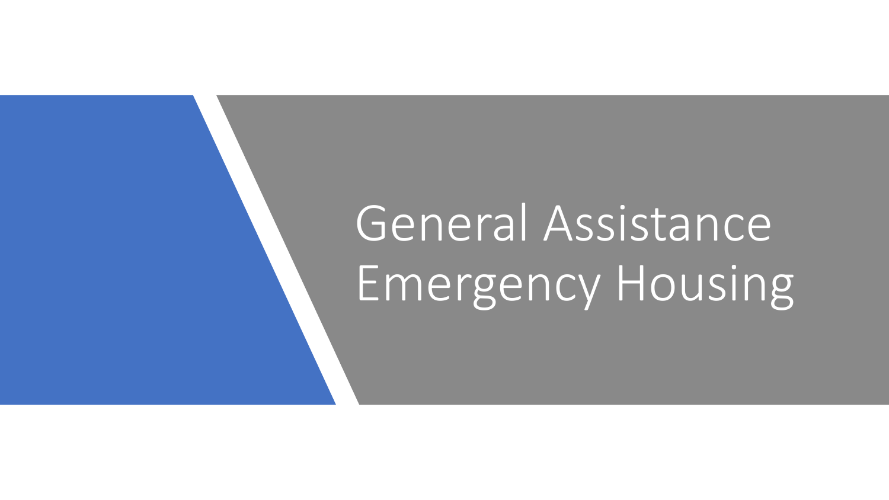# General Assistance Emergency Housing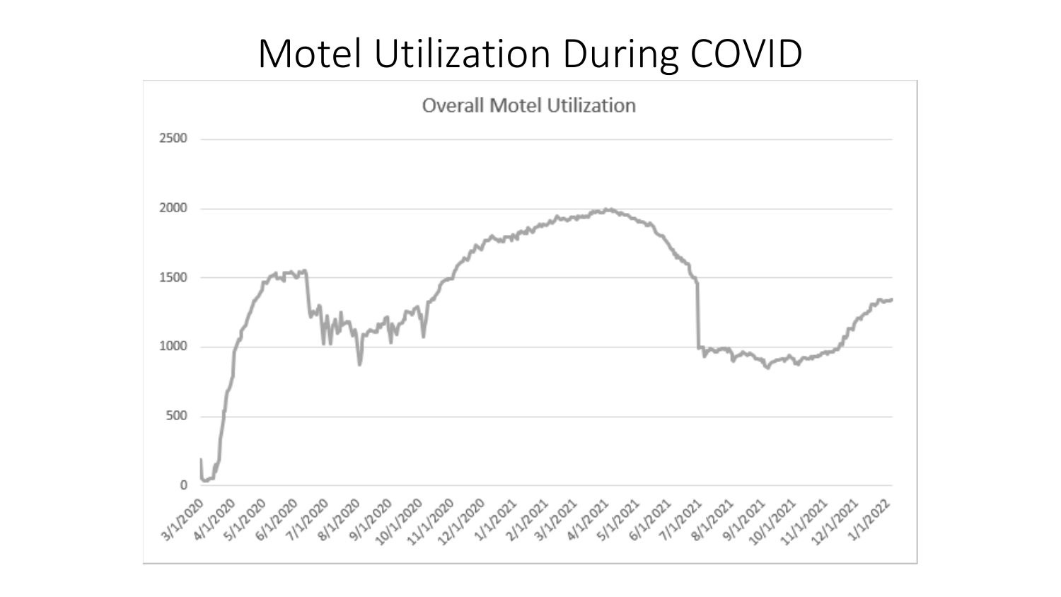# Motel Utilization During COVID

Overall Motel Utilization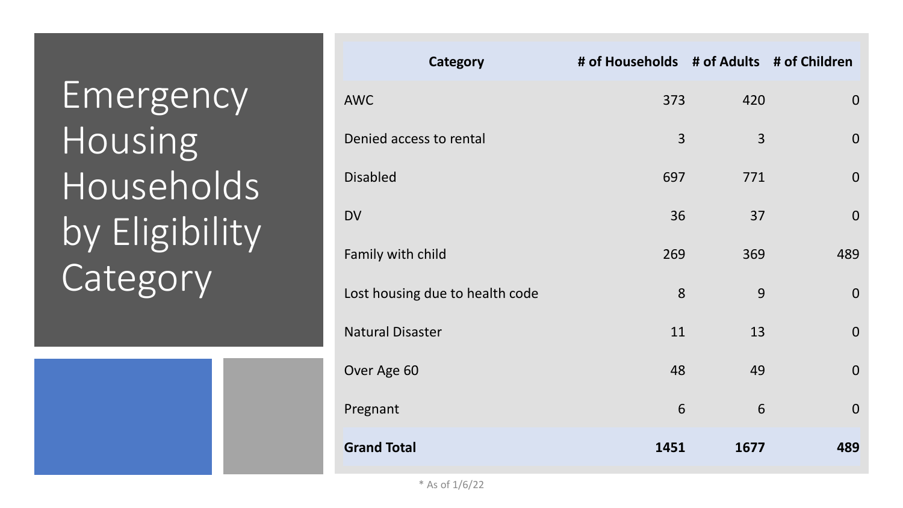# Emergency Housing Households by Eligibility Category

| Category | # of Households | # of Adults | # of Children |
|---|---|---|---|
| AWC | 373 | 420 | 0 |
| Denied access to rental | 3 | 3 | 0 |
| Disabled | 697 | 771 | 0 |
| DV | 36 | 37 | 0 |
| Family with child | 269 | 369 | 489 |
| Lost housing due to health code | 8 | 9 | 0 |
| Natural Disaster | 11 | 13 | 0 |
| Over Age 60 | 48 | 49 | 0 |
| Pregnant | 6 | 6 | 0 |
| **Grand Total** | **1451** | **1677** | **489** |

* As of 1/6/22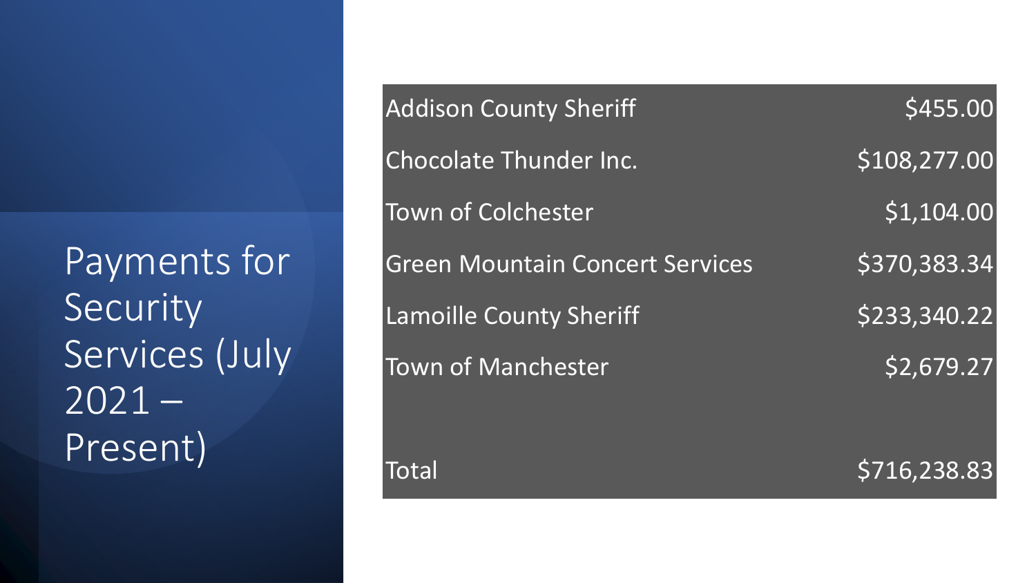# Payments for Security Services (July 2021 – Present)

| | |
|---|---|
| Addison County Sheriff | $455.00 |
| Chocolate Thunder Inc. | $108,277.00 |
| Town of Colchester | $1,104.00 |
| Green Mountain Concert Services | $370,383.34 |
| Lamoille County Sheriff | $233,340.22 |
| Town of Manchester | $2,679.27 |
| | |
| Total | $716,238.83 |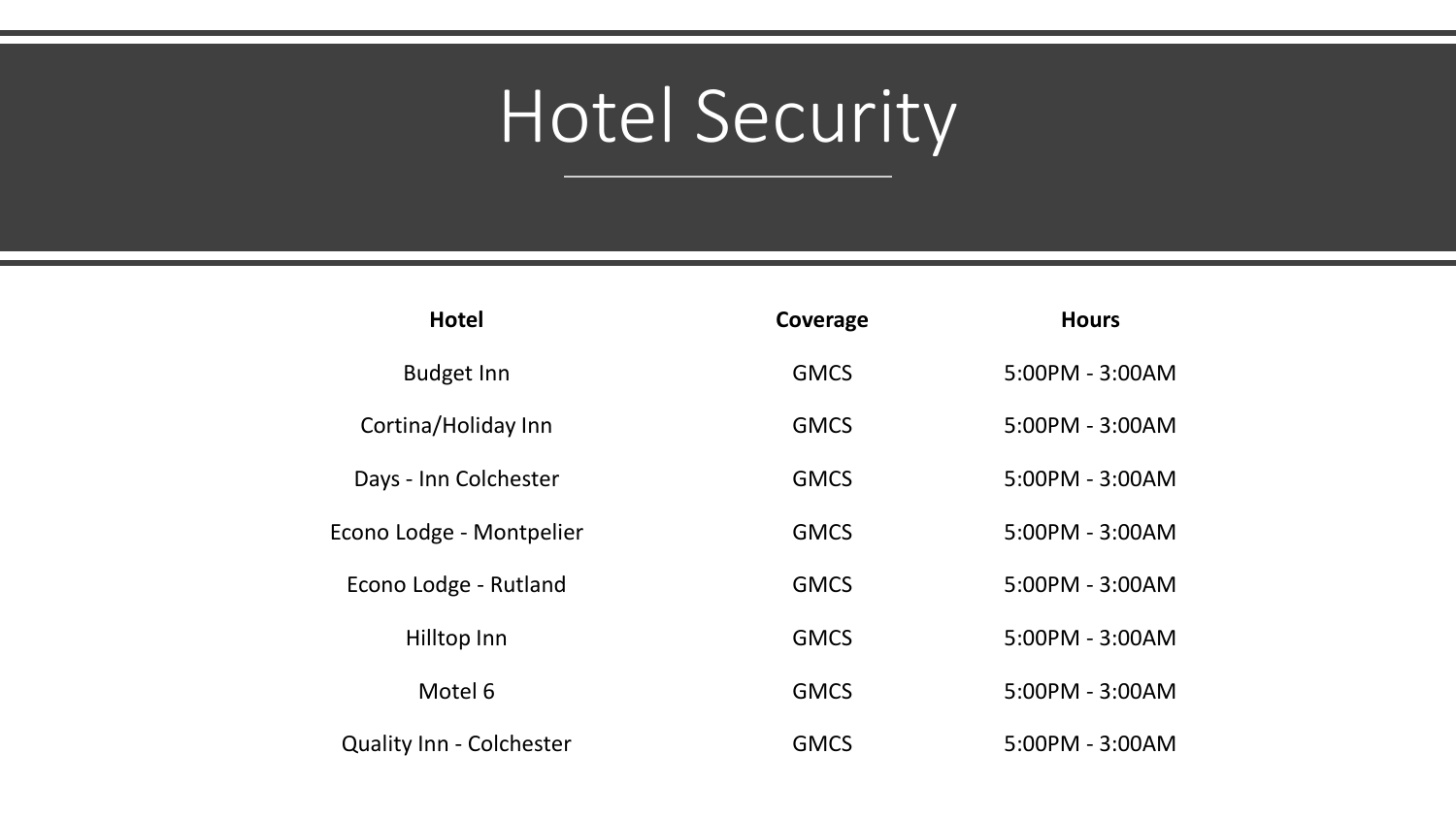# Hotel Security

| Hotel | Coverage | Hours |
|---|---|---|
| Budget Inn | GMCS | 5:00PM - 3:00AM |
| Cortina/Holiday Inn | GMCS | 5:00PM - 3:00AM |
| Days - Inn Colchester | GMCS | 5:00PM - 3:00AM |
| Econo Lodge - Montpelier | GMCS | 5:00PM - 3:00AM |
| Econo Lodge - Rutland | GMCS | 5:00PM - 3:00AM |
| Hilltop Inn | GMCS | 5:00PM - 3:00AM |
| Motel 6 | GMCS | 5:00PM - 3:00AM |
| Quality Inn - Colchester | GMCS | 5:00PM - 3:00AM |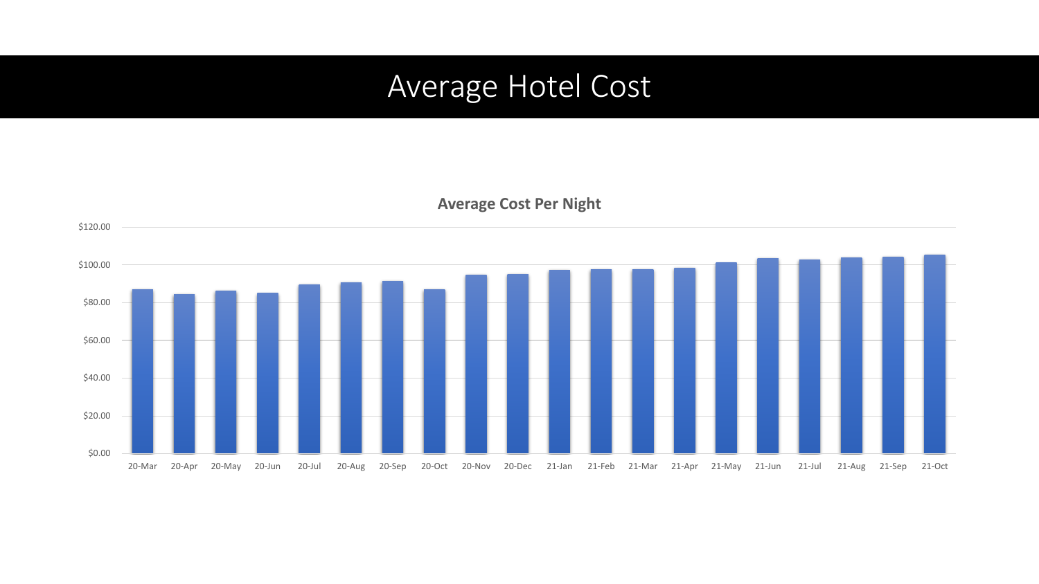# Average Hotel Cost

**Average Cost Per Night**

$120.00
$100.00
$80.00
$60.00
$40.00
$20.00
$0.00

20-Mar 20-Apr 20-May 20-Jun 20-Jul 20-Aug 20-Sep 20-Oct 20-Nov 20-Dec 21-Jan 21-Feb 21-Mar 21-Apr 21-May 21-Jun 21-Jul 21-Aug 21-Sep 21-Oct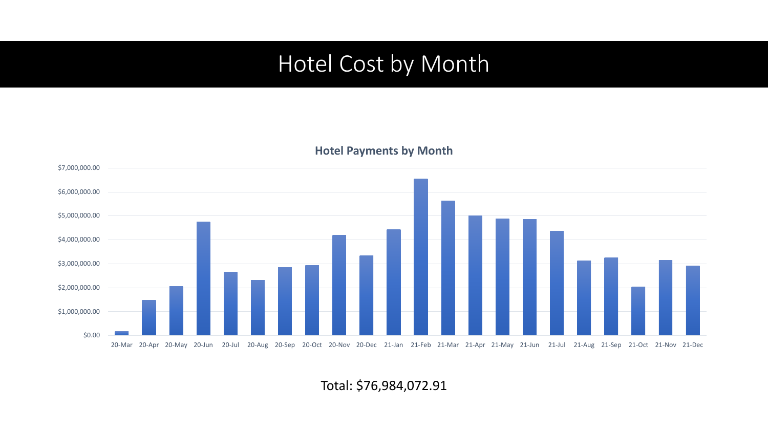# Hotel Cost by Month

**Hotel Payments by Month**

Total: $76,984,072.91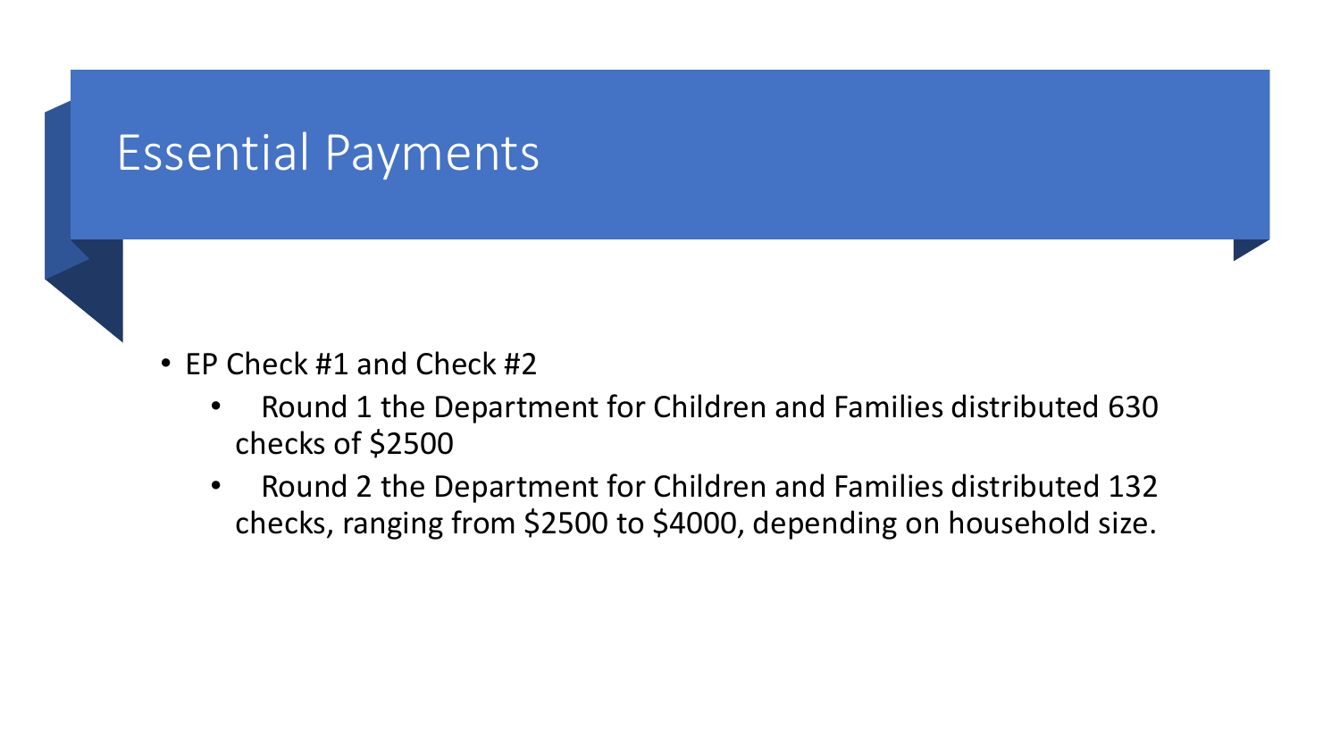# Essential Payments

- EP Check #1 and Check #2
  - Round 1 the Department for Children and Families distributed 630 checks of $2500
  - Round 2 the Department for Children and Families distributed 132 checks, ranging from $2500 to $4000, depending on household size.